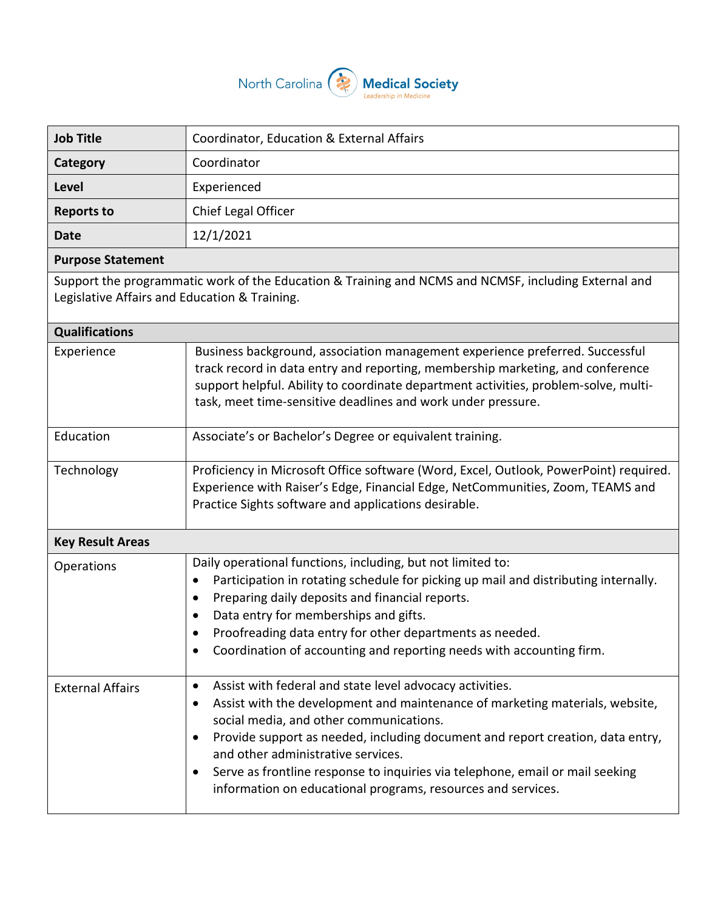North Carolina Medical Society
*Leadership in Medicine*

| **Job Title** | Coordinator, Education & External Affairs |
| --- | --- |
| **Category** | Coordinator |
| **Level** | Experienced |
| **Reports to** | Chief Legal Officer |
| **Date** | 12/1/2021 |

**Purpose Statement**

Support the programmatic work of the Education & Training and NCMS and NCMSF, including External and Legislative Affairs and Education & Training.

**Qualifications**

| | |
| --- | --- |
| Experience | Business background, association management experience preferred. Successful track record in data entry and reporting, membership marketing, and conference support helpful. Ability to coordinate department activities, problem-solve, multi-task, meet time-sensitive deadlines and work under pressure. |
| Education | Associate's or Bachelor's Degree or equivalent training. |
| Technology | Proficiency in Microsoft Office software (Word, Excel, Outlook, PowerPoint) required. Experience with Raiser's Edge, Financial Edge, NetCommunities, Zoom, TEAMS and Practice Sights software and applications desirable. |

**Key Result Areas**

| | |
| --- | --- |
| Operations | Daily operational functions, including, but not limited to:<br>• Participation in rotating schedule for picking up mail and distributing internally.<br>• Preparing daily deposits and financial reports.<br>• Data entry for memberships and gifts.<br>• Proofreading data entry for other departments as needed.<br>• Coordination of accounting and reporting needs with accounting firm. |
| External Affairs | • Assist with federal and state level advocacy activities.<br>• Assist with the development and maintenance of marketing materials, website, social media, and other communications.<br>• Provide support as needed, including document and report creation, data entry, and other administrative services.<br>• Serve as frontline response to inquiries via telephone, email or mail seeking information on educational programs, resources and services. |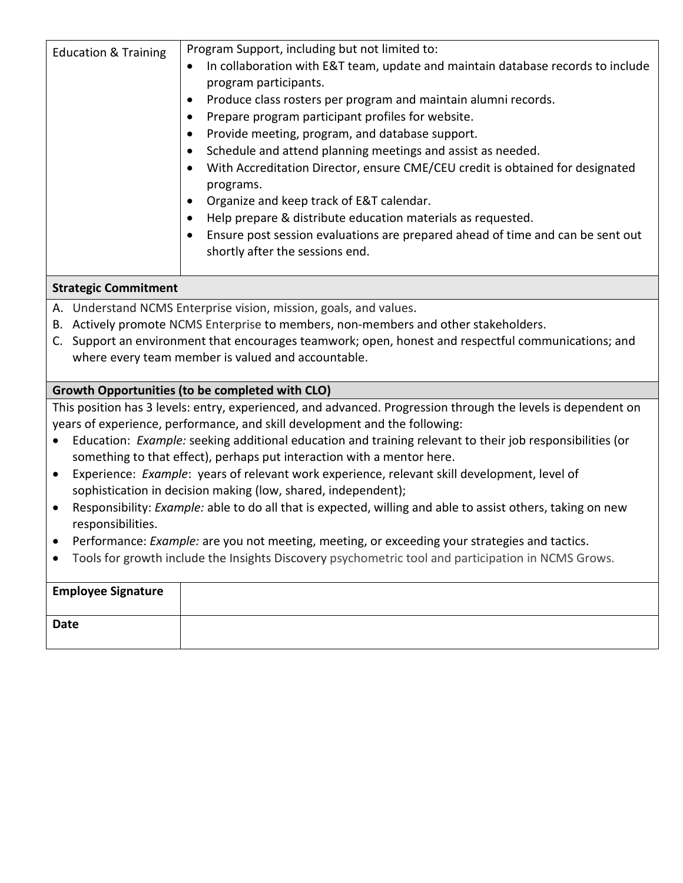| | |
|---|---|
| Education & Training | Program Support, including but not limited to:<br>• In collaboration with E&T team, update and maintain database records to include program participants.<br>• Produce class rosters per program and maintain alumni records.<br>• Prepare program participant profiles for website.<br>• Provide meeting, program, and database support.<br>• Schedule and attend planning meetings and assist as needed.<br>• With Accreditation Director, ensure CME/CEU credit is obtained for designated programs.<br>• Organize and keep track of E&T calendar.<br>• Help prepare & distribute education materials as requested.<br>• Ensure post session evaluations are prepared ahead of time and can be sent out shortly after the sessions end. |

**Strategic Commitment**

A. Understand NCMS Enterprise vision, mission, goals, and values.
B. Actively promote NCMS Enterprise to members, non-members and other stakeholders.
C. Support an environment that encourages teamwork; open, honest and respectful communications; and where every team member is valued and accountable.

**Growth Opportunities (to be completed with CLO)**

This position has 3 levels: entry, experienced, and advanced. Progression through the levels is dependent on years of experience, performance, and skill development and the following:

- Education: *Example:* seeking additional education and training relevant to their job responsibilities (or something to that effect), perhaps put interaction with a mentor here.
- Experience: *Example*: years of relevant work experience, relevant skill development, level of sophistication in decision making (low, shared, independent);
- Responsibility: *Example:* able to do all that is expected, willing and able to assist others, taking on new responsibilities.
- Performance: *Example:* are you not meeting, meeting, or exceeding your strategies and tactics.
- Tools for growth include the Insights Discovery psychometric tool and participation in NCMS Grows.

| | |
|---|---|
| **Employee Signature** | |
| **Date** | |